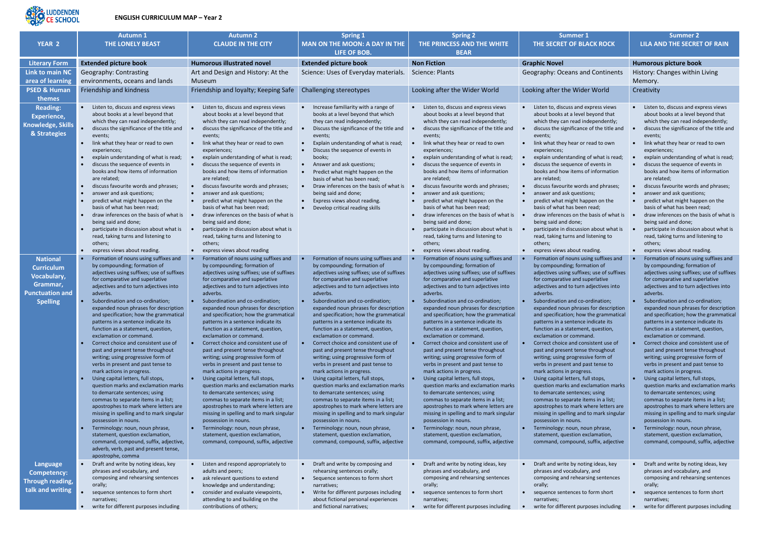# ENGLISH CURRICULUM MAP – Year 2

| YEAR 2 | Autumn 1<br>THE LONELY BEAST | Autumn 2<br>CLAUDE IN THE CITY | Spring 1<br>MAN ON THE MOON: A DAY IN THE LIFE OF BOB. | Spring 2<br>THE PRINCESS AND THE WHITE BEAR | Summer 1<br>THE SECRET OF BLACK ROCK | Summer 2<br>LILA AND THE SECRET OF RAIN |
|---|---|---|---|---|---|---|
| **Literary Form** | **Extended picture book** | **Humorous illustrated novel** | **Extended picture book** | **Non Fiction** | **Graphic Novel** | **Humorous picture book** |
| **Link to main NC area of learning** | Geography: Contrasting environments, oceans and lands | Art and Design and History: At the Museum | Science: Uses of Everyday materials. | Science: Plants | Geography: Oceans and Continents | History: Changes within Living Memory. |
| **PSED & Human themes** | Friendship and kindness | Friendship and loyalty; Keeping Safe | Challenging stereotypes | Looking after the Wider World | Looking after the Wider World | Creativity |
| **Reading: Experience, Knowledge, Skills & Strategies** | • Listen to, discuss and express views about books at a level beyond that which they can read independently;<br>• discuss the significance of the title and events;<br>• link what they hear or read to own experiences;<br>• explain understanding of what is read;<br>• discuss the sequence of events in books and how items of information are related;<br>• discuss favourite words and phrases;<br>• answer and ask questions;<br>• predict what might happen on the basis of what has been read;<br>• draw inferences on the basis of what is being said and done;<br>• participate in discussion about what is read, taking turns and listening to others;<br>• express views about reading. | • Listen to, discuss and express views about books at a level beyond that which they can read independently;<br>• discuss the significance of the title and events;<br>• link what they hear or read to own experiences;<br>• explain understanding of what is read;<br>• discuss the sequence of events in books and how items of information are related;<br>• discuss favourite words and phrases;<br>• answer and ask questions;<br>• predict what might happen on the basis of what has been read;<br>• draw inferences on the basis of what is being said and done;<br>• participate in discussion about what is read, taking turns and listening to others;<br>• express views about reading | • Increase familiarity with a range of books at a level beyond that which they can read independently;<br>• Discuss the significance of the title and events;<br>• Explain understanding of what is read;<br>• Discuss the sequence of events in books;<br>• Answer and ask questions;<br>• Predict what might happen on the basis of what has been read;<br>• Draw inferences on the basis of what is being said and done;<br>• Express views about reading.<br>• Develop critical reading skills | • Listen to, discuss and express views about books at a level beyond that which they can read independently;<br>• discuss the significance of the title and events;<br>• link what they hear or read to own experiences;<br>• explain understanding of what is read;<br>• discuss the sequence of events in books and how items of information are related;<br>• discuss favourite words and phrases;<br>• answer and ask questions;<br>• predict what might happen on the basis of what has been read;<br>• draw inferences on the basis of what is being said and done;<br>• participate in discussion about what is read, taking turns and listening to others;<br>• express views about reading. | • Listen to, discuss and express views about books at a level beyond that which they can read independently;<br>• discuss the significance of the title and events;<br>• link what they hear or read to own experiences;<br>• explain understanding of what is read;<br>• discuss the sequence of events in books and how items of information are related;<br>• discuss favourite words and phrases;<br>• answer and ask questions;<br>• predict what might happen on the basis of what has been read;<br>• draw inferences on the basis of what is being said and done;<br>• participate in discussion about what is read, taking turns and listening to others;<br>• express views about reading. | • Listen to, discuss and express views about books at a level beyond that which they can read independently;<br>• discuss the significance of the title and events;<br>• link what they hear or read to own experiences;<br>• explain understanding of what is read;<br>• discuss the sequence of events in books and how items of information are related;<br>• discuss favourite words and phrases;<br>• answer and ask questions;<br>• predict what might happen on the basis of what has been read;<br>• draw inferences on the basis of what is being said and done;<br>• participate in discussion about what is read, taking turns and listening to others;<br>• express views about reading. |
| **National Curriculum Vocabulary, Grammar, Punctuation and Spelling** | • Formation of nouns using suffixes and by compounding; formation of adjectives using suffixes; use of suffixes for comparative and superlative adjectives and to turn adjectives into adverbs.<br>• Subordination and co-ordination; expanded noun phrases for description and specification; how the grammatical patterns in a sentence indicate its function as a statement, question, exclamation or command.<br>• Correct choice and consistent use of past and present tense throughout writing; using progressive form of verbs in present and past tense to mark actions in progress.<br>• Using capital letters, full stops, question marks and exclamation marks to demarcate sentences; using commas to separate items in a list; apostrophes to mark where letters are missing in spelling and to mark singular possession in nouns.<br>• Terminology: noun, noun phrase, statement, question exclamation, command, compound, suffix, adjective, adverb, verb, past and present tense, apostrophe, comma | • Formation of nouns using suffixes and by compounding; formation of adjectives using suffixes; use of suffixes for comparative and superlative adjectives and to turn adjectives into adverbs.<br>• Subordination and co-ordination; expanded noun phrases for description and specification; how the grammatical patterns in a sentence indicate its function as a statement, question, exclamation or command.<br>• Correct choice and consistent use of past and present tense throughout writing; using progressive form of verbs in present and past tense to mark actions in progress.<br>• Using capital letters, full stops, question marks and exclamation marks to demarcate sentences; using commas to separate items in a list; apostrophes to mark where letters are missing in spelling and to mark singular possession in nouns.<br>• Terminology: noun, noun phrase, statement, question exclamation, command, compound, suffix, adjective | • Formation of nouns using suffixes and by compounding; formation of adjectives using suffixes; use of suffixes for comparative and superlative adjectives and to turn adjectives into adverbs.<br>• Subordination and co-ordination; expanded noun phrases for description and specification; how the grammatical patterns in a sentence indicate its function as a statement, question, exclamation or command.<br>• Correct choice and consistent use of past and present tense throughout writing; using progressive form of verbs in present and past tense to mark actions in progress.<br>• Using capital letters, full stops, question marks and exclamation marks to demarcate sentences; using commas to separate items in a list; apostrophes to mark where letters are missing in spelling and to mark singular possession in nouns.<br>• Terminology: noun, noun phrase, statement, question exclamation, command, compound, suffix, adjective | • Formation of nouns using suffixes and by compounding; formation of adjectives using suffixes; use of suffixes for comparative and superlative adjectives and to turn adjectives into adverbs.<br>• Subordination and co-ordination; expanded noun phrases for description and specification; how the grammatical patterns in a sentence indicate its function as a statement, question, exclamation or command.<br>• Correct choice and consistent use of past and present tense throughout writing; using progressive form of verbs in present and past tense to mark actions in progress.<br>• Using capital letters, full stops, question marks and exclamation marks to demarcate sentences; using commas to separate items in a list; apostrophes to mark where letters are missing in spelling and to mark singular possession in nouns.<br>• Terminology: noun, noun phrase, statement, question exclamation, command, compound, suffix, adjective | • Formation of nouns using suffixes and by compounding; formation of adjectives using suffixes; use of suffixes for comparative and superlative adjectives and to turn adjectives into adverbs.<br>• Subordination and co-ordination; expanded noun phrases for description and specification; how the grammatical patterns in a sentence indicate its function as a statement, question, exclamation or command.<br>• Correct choice and consistent use of past and present tense throughout writing; using progressive form of verbs in present and past tense to mark actions in progress.<br>• Using capital letters, full stops, question marks and exclamation marks to demarcate sentences; using commas to separate items in a list; apostrophes to mark where letters are missing in spelling and to mark singular possession in nouns.<br>• Terminology: noun, noun phrase, statement, question exclamation, command, compound, suffix, adjective | • Formation of nouns using suffixes and by compounding; formation of adjectives using suffixes; use of suffixes for comparative and superlative adjectives and to turn adjectives into adverbs.<br>• Subordination and co-ordination; expanded noun phrases for description and specification; how the grammatical patterns in a sentence indicate its function as a statement, question, exclamation or command.<br>• Correct choice and consistent use of past and present tense throughout writing; using progressive form of verbs in present and past tense to mark actions in progress.<br>• Using capital letters, full stops, question marks and exclamation marks to demarcate sentences; using commas to separate items in a list; apostrophes to mark where letters are missing in spelling and to mark singular possession in nouns.<br>• Terminology: noun, noun phrase, statement, question exclamation, command, compound, suffix, adjective |
| **Language Competency: Through reading, talk and writing** | • Draft and write by noting ideas, key phrases and vocabulary, and composing and rehearsing sentences orally;<br>• sequence sentences to form short narratives;<br>• write for different purposes including | • Listen and respond appropriately to adults and peers;<br>• ask relevant questions to extend knowledge and understanding;<br>• consider and evaluate viewpoints, attending to and building on the contributions of others; | • Draft and write by composing and rehearsing sentences orally;<br>• Sequence sentences to form short narratives;<br>• Write for different purposes including about fictional personal experiences and fictional narratives; | • Draft and write by noting ideas, key phrases and vocabulary, and composing and rehearsing sentences orally;<br>• sequence sentences to form short narratives;<br>• write for different purposes including | • Draft and write by noting ideas, key phrases and vocabulary, and composing and rehearsing sentences orally;<br>• sequence sentences to form short narratives;<br>• write for different purposes including | • Draft and write by noting ideas, key phrases and vocabulary, and composing and rehearsing sentences orally;<br>• sequence sentences to form short narratives;<br>• write for different purposes including |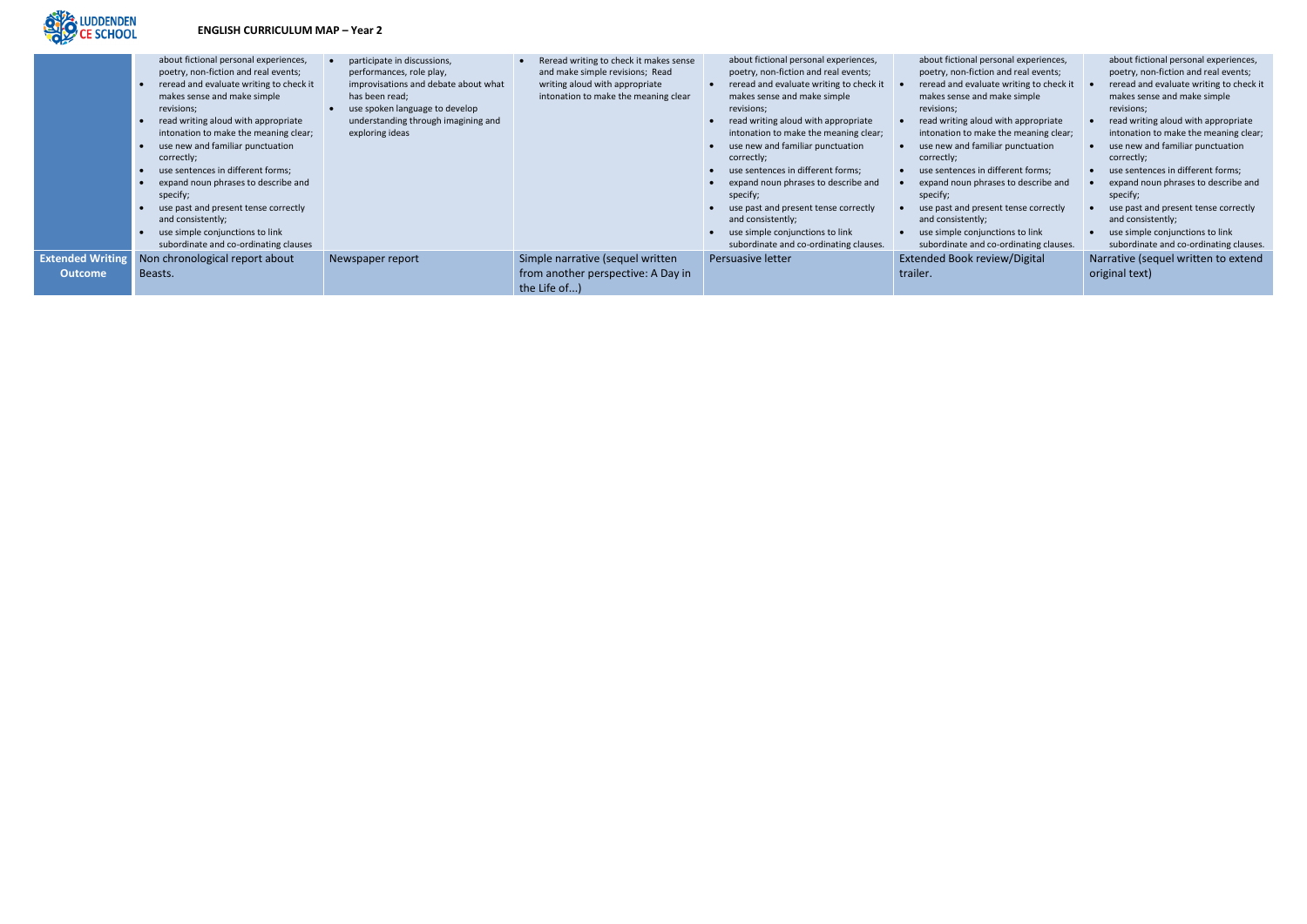## ENGLISH CURRICULUM MAP – Year 2

| | | | | | | |
|---|---|---|---|---|---|---|
| | about fictional personal experiences, poetry, non-fiction and real events;<br>• reread and evaluate writing to check it makes sense and make simple revisions;<br>• read writing aloud with appropriate intonation to make the meaning clear;<br>• use new and familiar punctuation correctly;<br>• use sentences in different forms;<br>• expand noun phrases to describe and specify;<br>• use past and present tense correctly and consistently;<br>• use simple conjunctions to link subordinate and co-ordinating clauses | • participate in discussions, performances, role play, improvisations and debate about what has been read;<br>• use spoken language to develop understanding through imagining and exploring ideas | • Reread writing to check it makes sense and make simple revisions; Read writing aloud with appropriate intonation to make the meaning clear | about fictional personal experiences, poetry, non-fiction and real events;<br>• reread and evaluate writing to check it makes sense and make simple revisions;<br>• read writing aloud with appropriate intonation to make the meaning clear;<br>• use new and familiar punctuation correctly;<br>• use sentences in different forms;<br>• expand noun phrases to describe and specify;<br>• use past and present tense correctly and consistently;<br>• use simple conjunctions to link subordinate and co-ordinating clauses. | about fictional personal experiences, poetry, non-fiction and real events;<br>• reread and evaluate writing to check it makes sense and make simple revisions;<br>• read writing aloud with appropriate intonation to make the meaning clear;<br>• use new and familiar punctuation correctly;<br>• use sentences in different forms;<br>• expand noun phrases to describe and specify;<br>• use past and present tense correctly and consistently;<br>• use simple conjunctions to link subordinate and co-ordinating clauses. | about fictional personal experiences, poetry, non-fiction and real events;<br>• reread and evaluate writing to check it makes sense and make simple revisions;<br>• read writing aloud with appropriate intonation to make the meaning clear;<br>• use new and familiar punctuation correctly;<br>• use sentences in different forms;<br>• expand noun phrases to describe and specify;<br>• use past and present tense correctly and consistently;<br>• use simple conjunctions to link subordinate and co-ordinating clauses. |
| **Extended Writing Outcome** | Non chronological report about Beasts. | Newspaper report | Simple narrative (sequel written from another perspective: A Day in the Life of...) | Persuasive letter | Extended Book review/Digital trailer. | Narrative (sequel written to extend original text) |